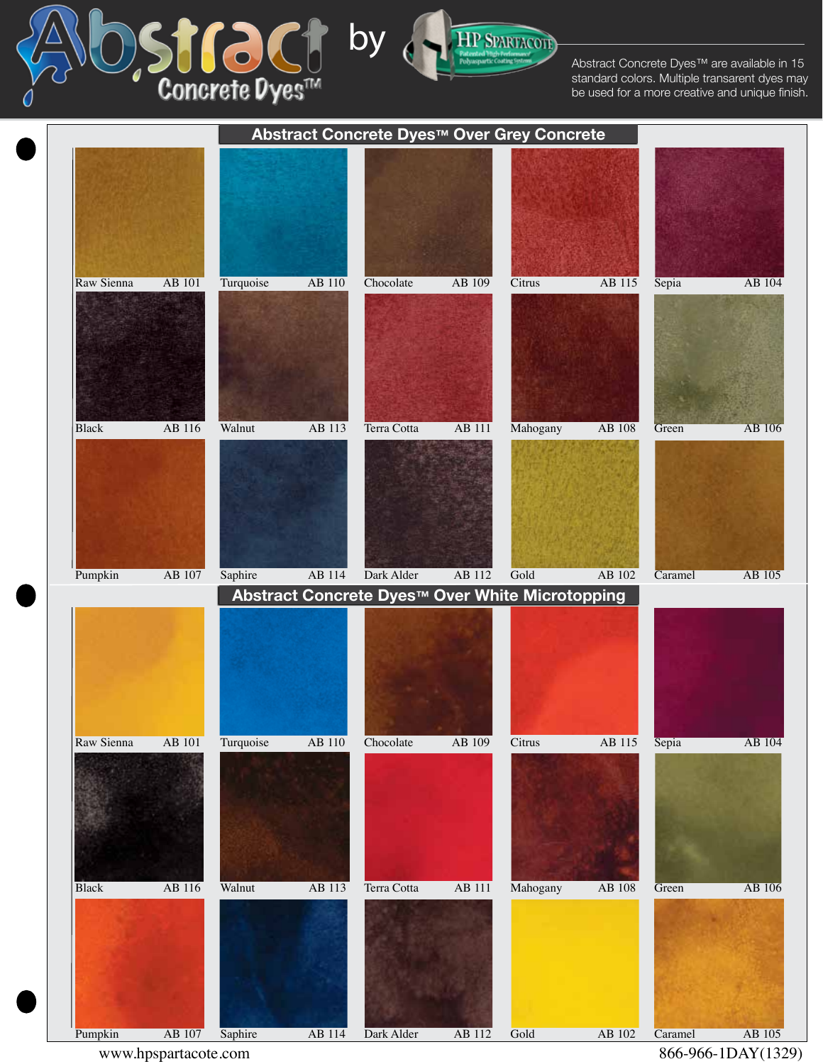# Abstract Concrete Dyes™ by HP Spartacote

Abstract Concrete Dyes™ are available in 15 standard colors. Multiple transarent dyes may be used for a more creative and unique finish.

## Abstract Concrete Dyes™ Over Grey Concrete

| | | | | |
|---|---|---|---|---|
| Raw Sienna AB 101 | Turquoise AB 110 | Chocolate AB 109 | Citrus AB 115 | Sepia AB 104 |
| Black AB 116 | Walnut AB 113 | Terra Cotta AB 111 | Mahogany AB 108 | Green AB 106 |
| Pumpkin AB 107 | Saphire AB 114 | Dark Alder AB 112 | Gold AB 102 | Caramel AB 105 |

## Abstract Concrete Dyes™ Over White Microtopping

| | | | | |
|---|---|---|---|---|
| Raw Sienna AB 101 | Turquoise AB 110 | Chocolate AB 109 | Citrus AB 115 | Sepia AB 104 |
| Black AB 116 | Walnut AB 113 | Terra Cotta AB 111 | Mahogany AB 108 | Green AB 106 |
| Pumpkin AB 107 | Saphire AB 114 | Dark Alder AB 112 | Gold AB 102 | Caramel AB 105 |

www.hpspartacote.com

866-966-1DAY(1329)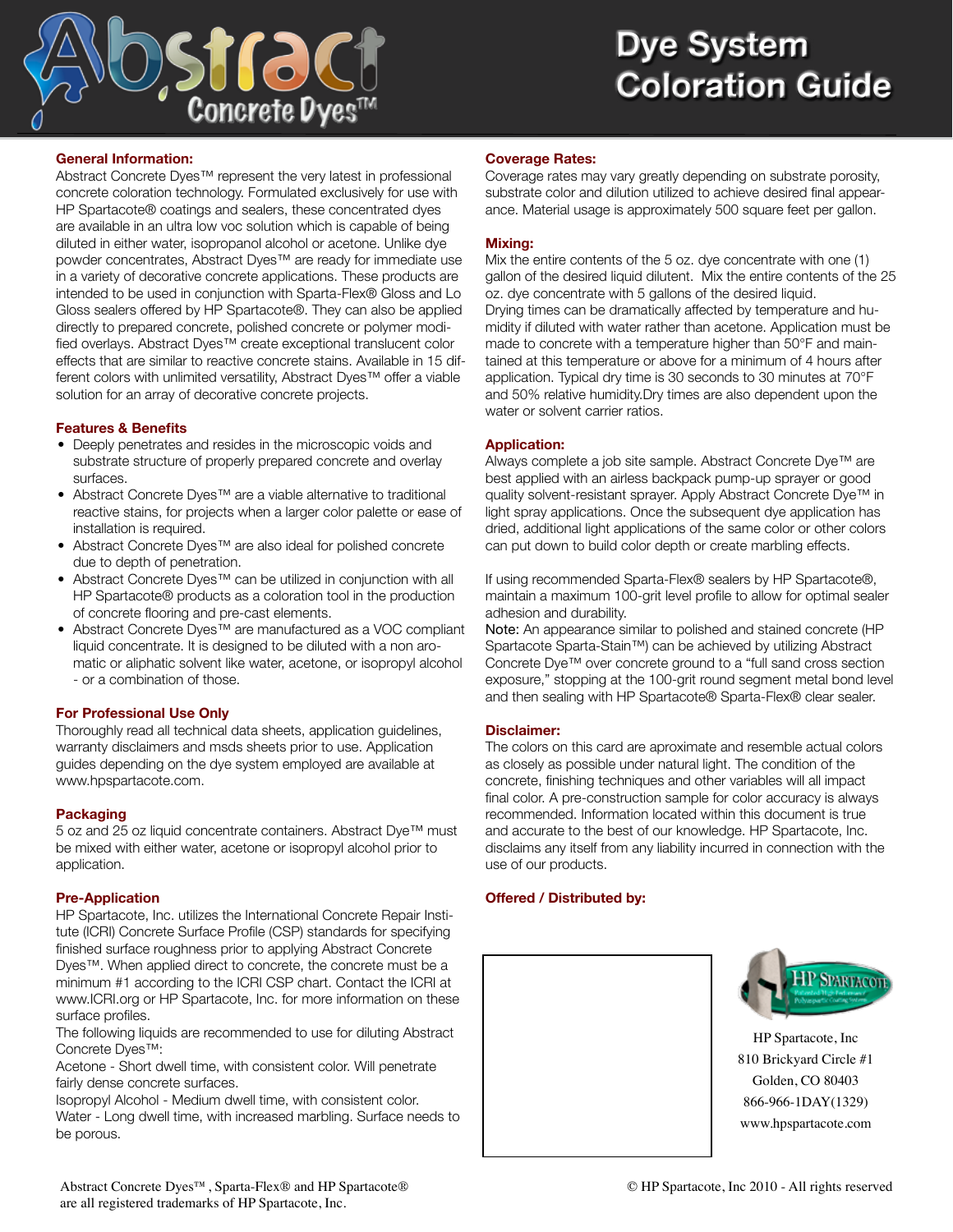# Abstract Concrete Dyes™

# Dye System Coloration Guide

## General Information:

Abstract Concrete Dyes™ represent the very latest in professional concrete coloration technology. Formulated exclusively for use with HP Spartacote® coatings and sealers, these concentrated dyes are available in an ultra low voc solution which is capable of being diluted in either water, isopropanol alcohol or acetone. Unlike dye powder concentrates, Abstract Dyes™ are ready for immediate use in a variety of decorative concrete applications. These products are intended to be used in conjunction with Sparta-Flex® Gloss and Lo Gloss sealers offered by HP Spartacote®. They can also be applied directly to prepared concrete, polished concrete or polymer modified overlays. Abstract Dyes™ create exceptional translucent color effects that are similar to reactive concrete stains. Available in 15 different colors with unlimited versatility, Abstract Dyes™ offer a viable solution for an array of decorative concrete projects.

## Features & Benefits

- Deeply penetrates and resides in the microscopic voids and substrate structure of properly prepared concrete and overlay surfaces.
- Abstract Concrete Dyes™ are a viable alternative to traditional reactive stains, for projects when a larger color palette or ease of installation is required.
- Abstract Concrete Dyes™ are also ideal for polished concrete due to depth of penetration.
- Abstract Concrete Dyes™ can be utilized in conjunction with all HP Spartacote® products as a coloration tool in the production of concrete flooring and pre-cast elements.
- Abstract Concrete Dyes™ are manufactured as a VOC compliant liquid concentrate. It is designed to be diluted with a non aromatic or aliphatic solvent like water, acetone, or isopropyl alcohol - or a combination of those.

## For Professional Use Only

Thoroughly read all technical data sheets, application guidelines, warranty disclaimers and msds sheets prior to use. Application guides depending on the dye system employed are available at www.hpspartacote.com.

## Packaging

5 oz and 25 oz liquid concentrate containers. Abstract Dye™ must be mixed with either water, acetone or isopropyl alcohol prior to application.

## Pre-Application

HP Spartacote, Inc. utilizes the International Concrete Repair Institute (ICRI) Concrete Surface Profile (CSP) standards for specifying finished surface roughness prior to applying Abstract Concrete Dyes™. When applied direct to concrete, the concrete must be a minimum #1 according to the ICRI CSP chart. Contact the ICRI at www.ICRI.org or HP Spartacote, Inc. for more information on these surface profiles.

The following liquids are recommended to use for diluting Abstract Concrete Dyes™:

Acetone - Short dwell time, with consistent color. Will penetrate fairly dense concrete surfaces.

Isopropyl Alcohol - Medium dwell time, with consistent color.

Water - Long dwell time, with increased marbling. Surface needs to be porous.

## Coverage Rates:

Coverage rates may vary greatly depending on substrate porosity, substrate color and dilution utilized to achieve desired final appearance. Material usage is approximately 500 square feet per gallon.

## Mixing:

Mix the entire contents of the 5 oz. dye concentrate with one (1) gallon of the desired liquid dilutent. Mix the entire contents of the 25 oz. dye concentrate with 5 gallons of the desired liquid.

Drying times can be dramatically affected by temperature and humidity if diluted with water rather than acetone. Application must be made to concrete with a temperature higher than 50°F and maintained at this temperature or above for a minimum of 4 hours after application. Typical dry time is 30 seconds to 30 minutes at 70°F and 50% relative humidity.Dry times are also dependent upon the water or solvent carrier ratios.

## Application:

Always complete a job site sample. Abstract Concrete Dye™ are best applied with an airless backpack pump-up sprayer or good quality solvent-resistant sprayer. Apply Abstract Concrete Dye™ in light spray applications. Once the subsequent dye application has dried, additional light applications of the same color or other colors can put down to build color depth or create marbling effects.

If using recommended Sparta-Flex® sealers by HP Spartacote®, maintain a maximum 100-grit level profile to allow for optimal sealer adhesion and durability.

Note: An appearance similar to polished and stained concrete (HP Spartacote Sparta-Stain™) can be achieved by utilizing Abstract Concrete Dye™ over concrete ground to a "full sand cross section exposure," stopping at the 100-grit round segment metal bond level and then sealing with HP Spartacote® Sparta-Flex® clear sealer.

## Disclaimer:

The colors on this card are aproximate and resemble actual colors as closely as possible under natural light. The condition of the concrete, finishing techniques and other variables will all impact final color. A pre-construction sample for color accuracy is always recommended. Information located within this document is true and accurate to the best of our knowledge. HP Spartacote, Inc. disclaims any itself from any liability incurred in connection with the use of our products.

## Offered / Distributed by:

HP Spartacote, Inc
810 Brickyard Circle #1
Golden, CO 80403
866-966-1DAY(1329)
www.hpspartacote.com

Abstract Concrete Dyes™ , Sparta-Flex® and HP Spartacote® are all registered trademarks of HP Spartacote, Inc.

© HP Spartacote, Inc 2010 - All rights reserved